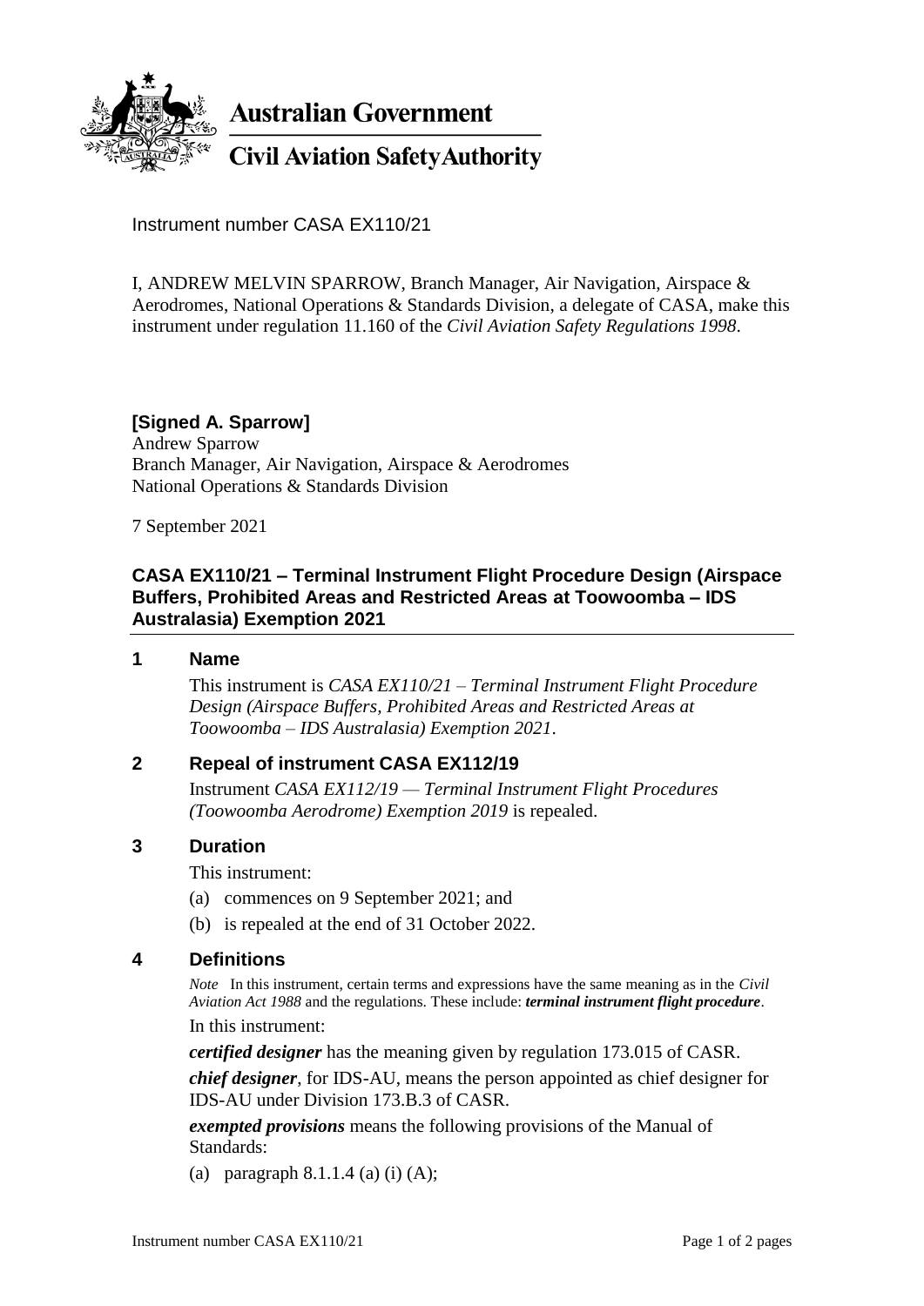**Australian Government**

**Civil Aviation Safety Authority**

Instrument number CASA EX110/21

I, ANDREW MELVIN SPARROW, Branch Manager, Air Navigation, Airspace & Aerodromes, National Operations & Standards Division, a delegate of CASA, make this instrument under regulation 11.160 of the *Civil Aviation Safety Regulations 1998*.

**[Signed A. Sparrow]**
Andrew Sparrow
Branch Manager, Air Navigation, Airspace & Aerodromes
National Operations & Standards Division

7 September 2021

## CASA EX110/21 – Terminal Instrument Flight Procedure Design (Airspace Buffers, Prohibited Areas and Restricted Areas at Toowoomba – IDS Australasia) Exemption 2021

### 1 Name

This instrument is *CASA EX110/21 – Terminal Instrument Flight Procedure Design (Airspace Buffers, Prohibited Areas and Restricted Areas at Toowoomba – IDS Australasia) Exemption 2021*.

### 2 Repeal of instrument CASA EX112/19

Instrument *CASA EX112/19 — Terminal Instrument Flight Procedures (Toowoomba Aerodrome) Exemption 2019* is repealed.

### 3 Duration

This instrument:

(a) commences on 9 September 2021; and

(b) is repealed at the end of 31 October 2022.

### 4 Definitions

*Note* In this instrument, certain terms and expressions have the same meaning as in the *Civil Aviation Act 1988* and the regulations. These include: ***terminal instrument flight procedure***.

In this instrument:

***certified designer*** has the meaning given by regulation 173.015 of CASR.

***chief designer***, for IDS-AU, means the person appointed as chief designer for IDS-AU under Division 173.B.3 of CASR.

***exempted provisions*** means the following provisions of the Manual of Standards:

(a) paragraph 8.1.1.4 (a) (i) (A);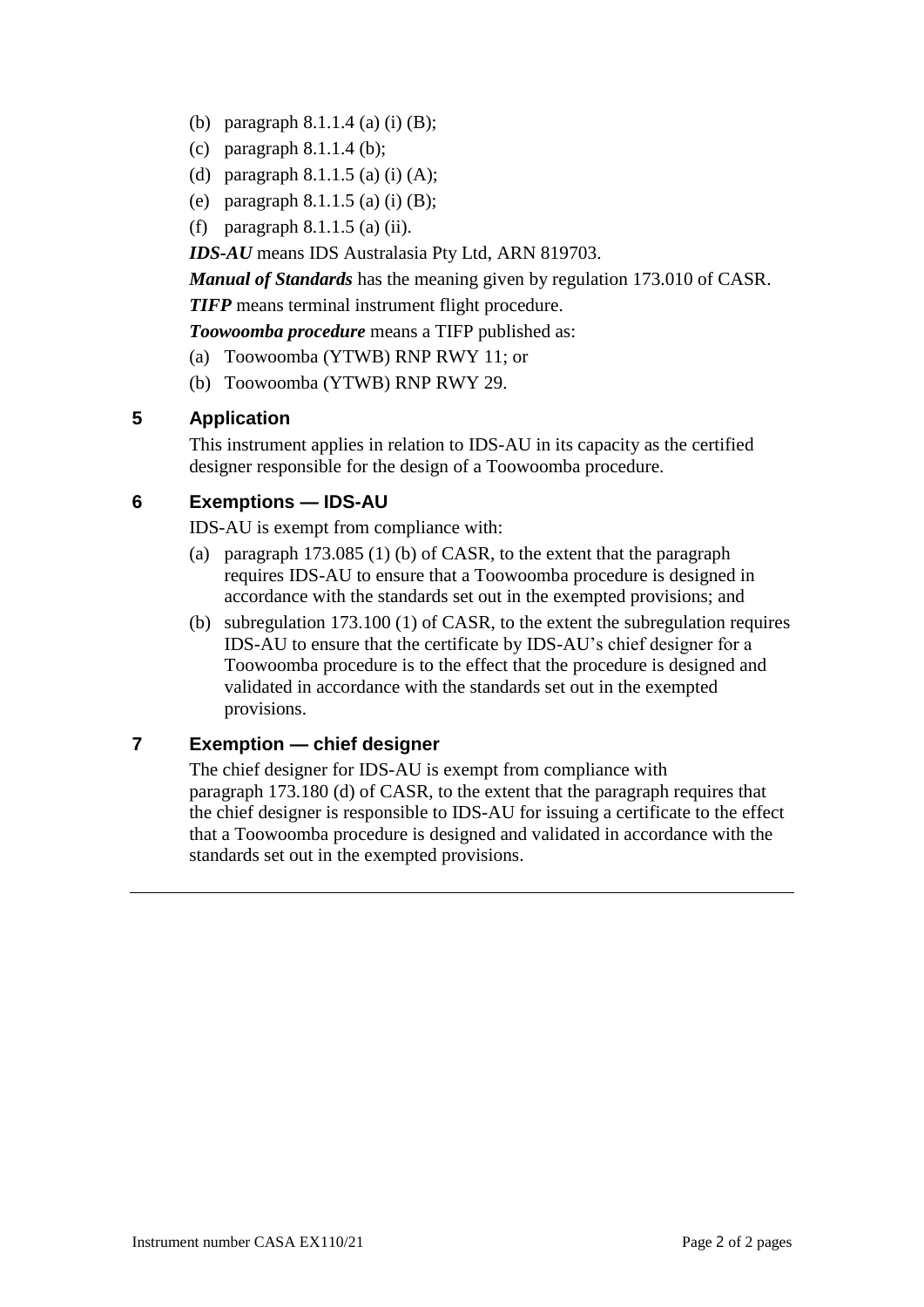(b) paragraph 8.1.1.4 (a) (i) (B);

(c) paragraph 8.1.1.4 (b);

(d) paragraph 8.1.1.5 (a) (i) (A);

(e) paragraph 8.1.1.5 (a) (i) (B);

(f) paragraph 8.1.1.5 (a) (ii).

***IDS-AU*** means IDS Australasia Pty Ltd, ARN 819703.

***Manual of Standards*** has the meaning given by regulation 173.010 of CASR.

***TIFP*** means terminal instrument flight procedure.

***Toowoomba procedure*** means a TIFP published as:

(a) Toowoomba (YTWB) RNP RWY 11; or

(b) Toowoomba (YTWB) RNP RWY 29.

## 5 Application

This instrument applies in relation to IDS-AU in its capacity as the certified designer responsible for the design of a Toowoomba procedure.

## 6 Exemptions — IDS-AU

IDS-AU is exempt from compliance with:

(a) paragraph 173.085 (1) (b) of CASR, to the extent that the paragraph requires IDS-AU to ensure that a Toowoomba procedure is designed in accordance with the standards set out in the exempted provisions; and

(b) subregulation 173.100 (1) of CASR, to the extent the subregulation requires IDS-AU to ensure that the certificate by IDS-AU's chief designer for a Toowoomba procedure is to the effect that the procedure is designed and validated in accordance with the standards set out in the exempted provisions.

## 7 Exemption — chief designer

The chief designer for IDS-AU is exempt from compliance with paragraph 173.180 (d) of CASR, to the extent that the paragraph requires that the chief designer is responsible to IDS-AU for issuing a certificate to the effect that a Toowoomba procedure is designed and validated in accordance with the standards set out in the exempted provisions.